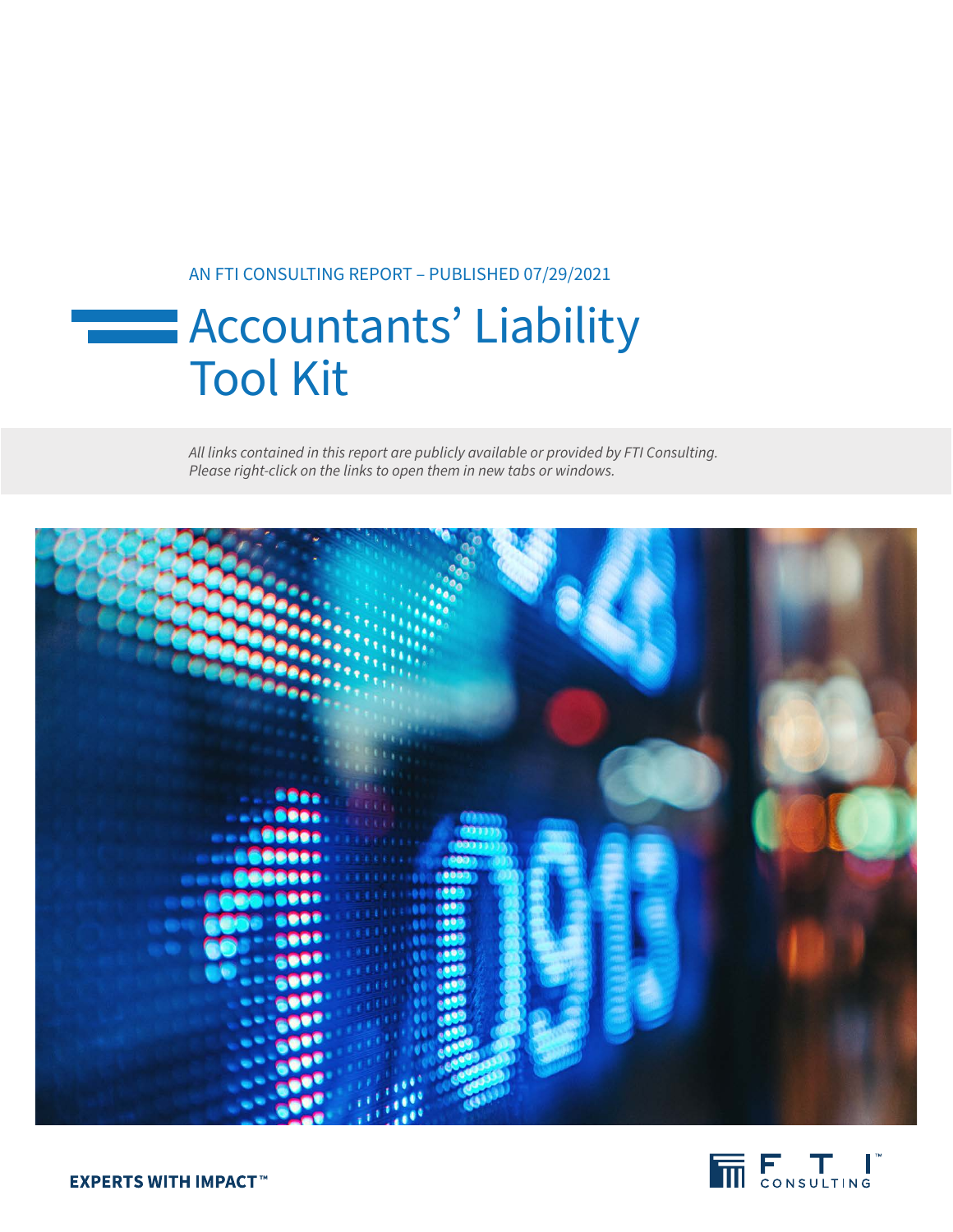AN FTI CONSULTING REPORT – PUBLISHED 07/29/2021

# Accountants' Liability Tool Kit

*All links contained in this report are publicly available or provided by FTI Consulting. Please right-click on the links to open them in new tabs or windows.*

**EXPERTS WITH IMPACT™**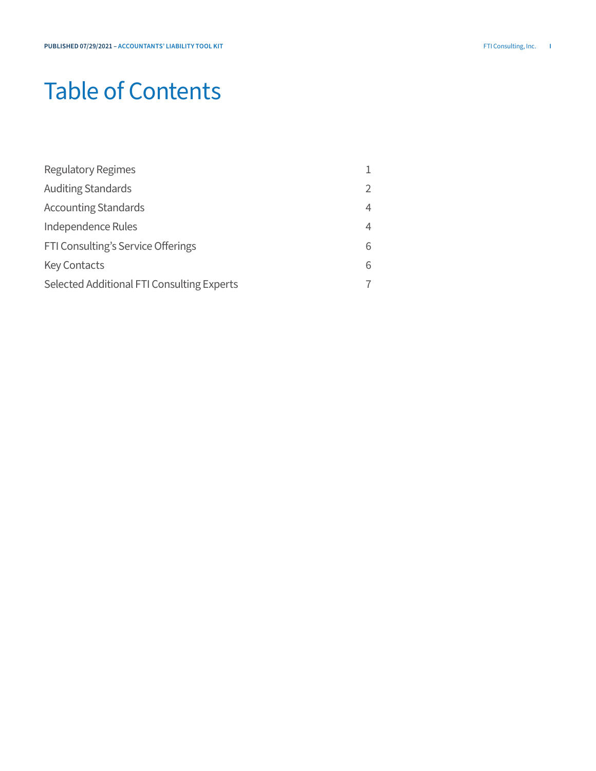# Table of Contents

| | |
|---|---|
| Regulatory Regimes | 1 |
| Auditing Standards | 2 |
| Accounting Standards | 4 |
| Independence Rules | 4 |
| FTI Consulting's Service Offerings | 6 |
| Key Contacts | 6 |
| Selected Additional FTI Consulting Experts | 7 |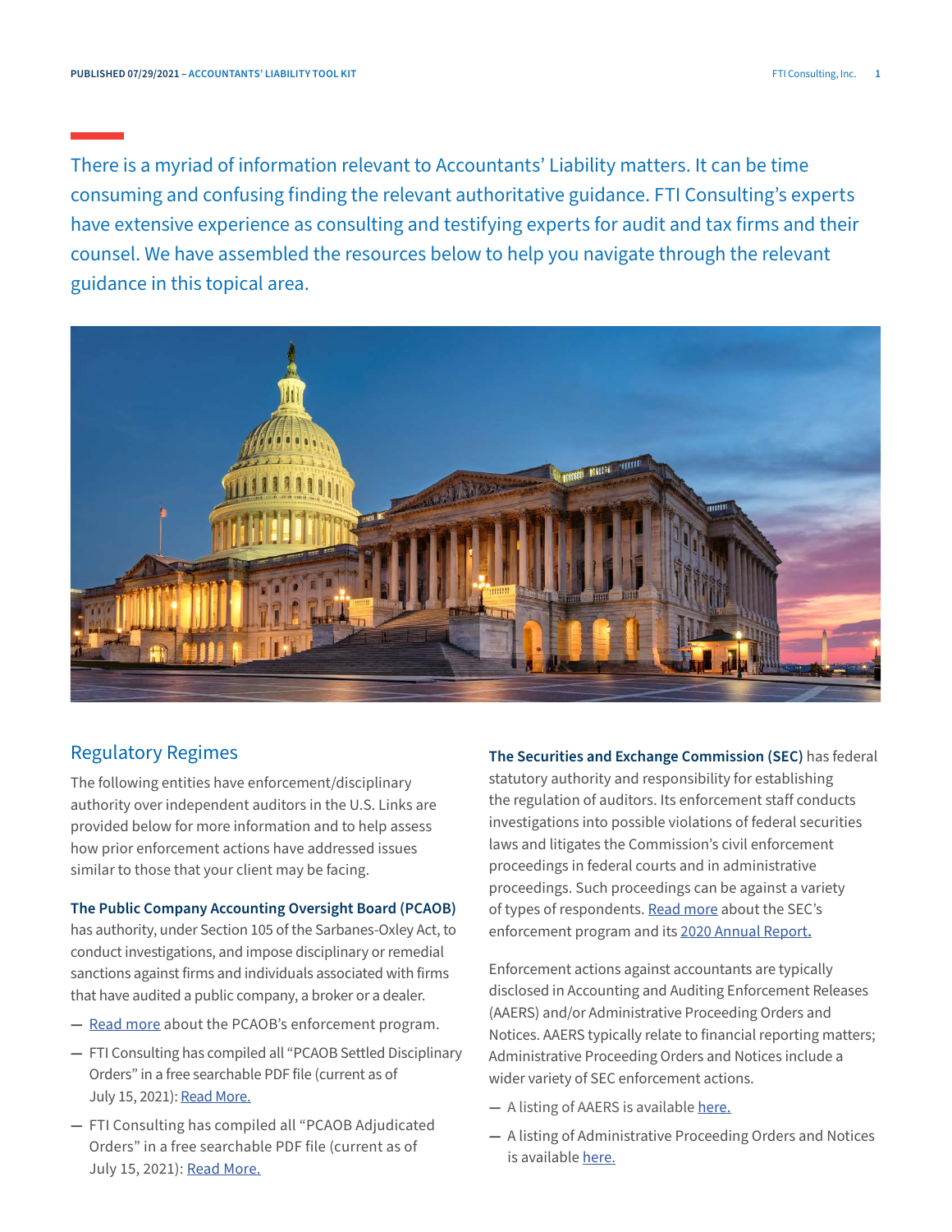There is a myriad of information relevant to Accountants' Liability matters. It can be time consuming and confusing finding the relevant authoritative guidance. FTI Consulting's experts have extensive experience as consulting and testifying experts for audit and tax firms and their counsel. We have assembled the resources below to help you navigate through the relevant guidance in this topical area.

## Regulatory Regimes

The following entities have enforcement/disciplinary authority over independent auditors in the U.S. Links are provided below for more information and to help assess how prior enforcement actions have addressed issues similar to those that your client may be facing.

**The Public Company Accounting Oversight Board (PCAOB)** has authority, under Section 105 of the Sarbanes-Oxley Act, to conduct investigations, and impose disciplinary or remedial sanctions against firms and individuals associated with firms that have audited a public company, a broker or a dealer.

- Read more about the PCAOB's enforcement program.
- FTI Consulting has compiled all "PCAOB Settled Disciplinary Orders" in a free searchable PDF file (current as of July 15, 2021): Read More.
- FTI Consulting has compiled all "PCAOB Adjudicated Orders" in a free searchable PDF file (current as of July 15, 2021): Read More.

**The Securities and Exchange Commission (SEC)** has federal statutory authority and responsibility for establishing the regulation of auditors. Its enforcement staff conducts investigations into possible violations of federal securities laws and litigates the Commission's civil enforcement proceedings in federal courts and in administrative proceedings. Such proceedings can be against a variety of types of respondents. Read more about the SEC's enforcement program and its 2020 Annual Report.

Enforcement actions against accountants are typically disclosed in Accounting and Auditing Enforcement Releases (AAERS) and/or Administrative Proceeding Orders and Notices. AAERS typically relate to financial reporting matters; Administrative Proceeding Orders and Notices include a wider variety of SEC enforcement actions.

- A listing of AAERS is available here.
- A listing of Administrative Proceeding Orders and Notices is available here.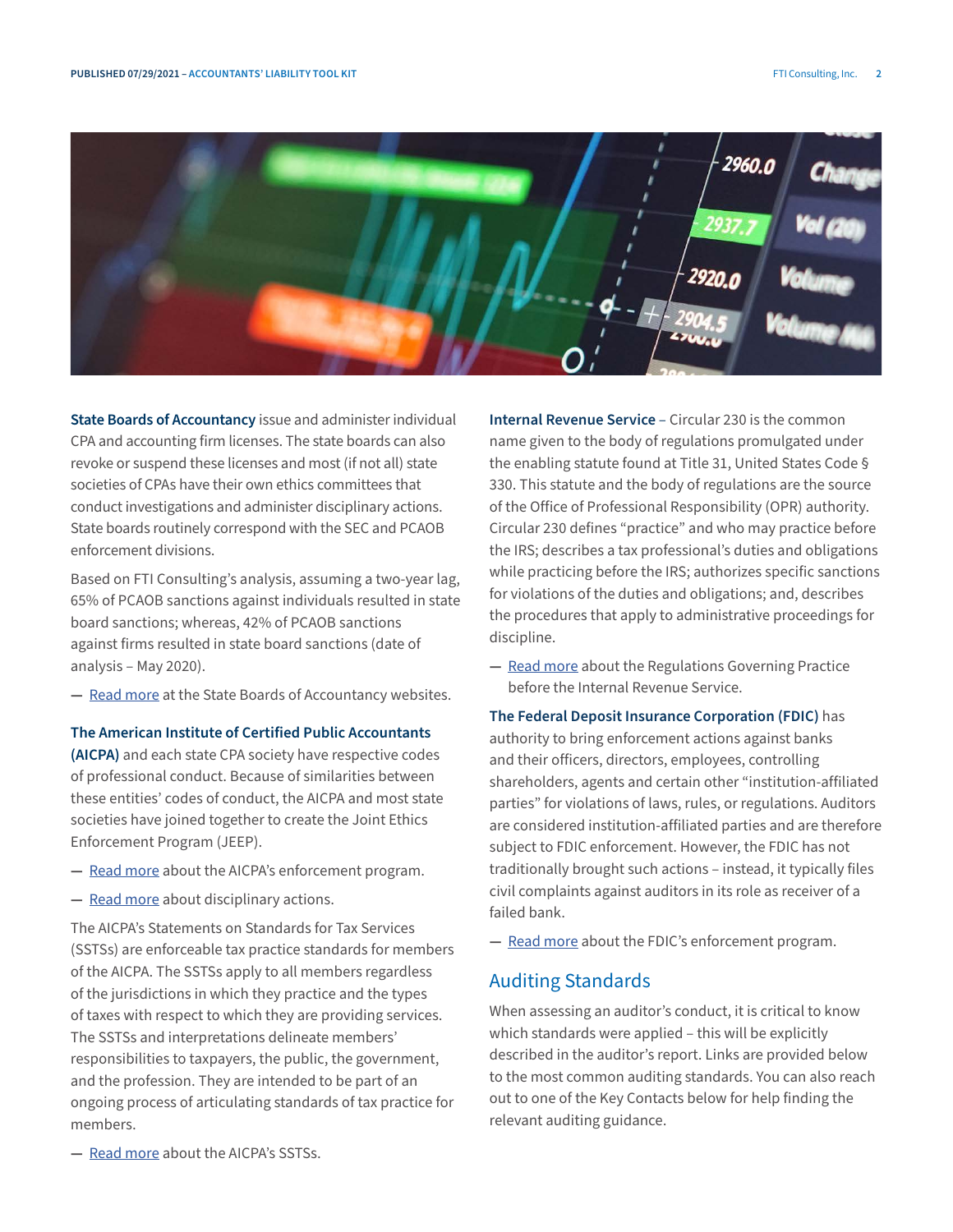**State Boards of Accountancy** issue and administer individual CPA and accounting firm licenses. The state boards can also revoke or suspend these licenses and most (if not all) state societies of CPAs have their own ethics committees that conduct investigations and administer disciplinary actions. State boards routinely correspond with the SEC and PCAOB enforcement divisions.

Based on FTI Consulting's analysis, assuming a two-year lag, 65% of PCAOB sanctions against individuals resulted in state board sanctions; whereas, 42% of PCAOB sanctions against firms resulted in state board sanctions (date of analysis – May 2020).

— Read more at the State Boards of Accountancy websites.

**The American Institute of Certified Public Accountants (AICPA)** and each state CPA society have respective codes of professional conduct. Because of similarities between these entities' codes of conduct, the AICPA and most state societies have joined together to create the Joint Ethics Enforcement Program (JEEP).

— Read more about the AICPA's enforcement program.

— Read more about disciplinary actions.

The AICPA's Statements on Standards for Tax Services (SSTSs) are enforceable tax practice standards for members of the AICPA. The SSTSs apply to all members regardless of the jurisdictions in which they practice and the types of taxes with respect to which they are providing services. The SSTSs and interpretations delineate members' responsibilities to taxpayers, the public, the government, and the profession. They are intended to be part of an ongoing process of articulating standards of tax practice for members.

— Read more about the AICPA's SSTSs.

**Internal Revenue Service** – Circular 230 is the common name given to the body of regulations promulgated under the enabling statute found at Title 31, United States Code § 330. This statute and the body of regulations are the source of the Office of Professional Responsibility (OPR) authority. Circular 230 defines "practice" and who may practice before the IRS; describes a tax professional's duties and obligations while practicing before the IRS; authorizes specific sanctions for violations of the duties and obligations; and, describes the procedures that apply to administrative proceedings for discipline.

— Read more about the Regulations Governing Practice before the Internal Revenue Service.

**The Federal Deposit Insurance Corporation (FDIC)** has authority to bring enforcement actions against banks and their officers, directors, employees, controlling shareholders, agents and certain other "institution-affiliated parties" for violations of laws, rules, or regulations. Auditors are considered institution-affiliated parties and are therefore subject to FDIC enforcement. However, the FDIC has not traditionally brought such actions – instead, it typically files civil complaints against auditors in its role as receiver of a failed bank.

— Read more about the FDIC's enforcement program.

## Auditing Standards

When assessing an auditor's conduct, it is critical to know which standards were applied – this will be explicitly described in the auditor's report. Links are provided below to the most common auditing standards. You can also reach out to one of the Key Contacts below for help finding the relevant auditing guidance.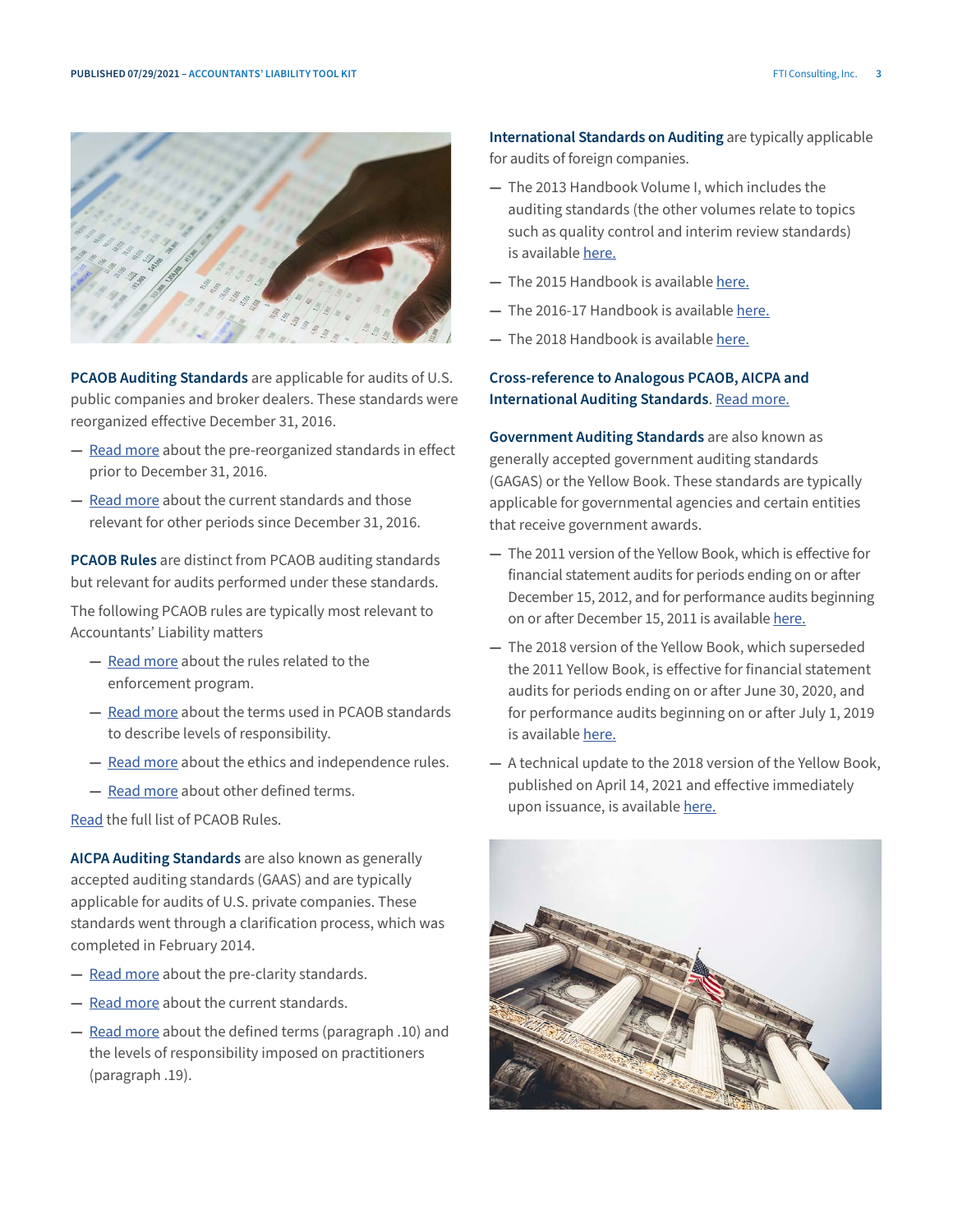**PCAOB Auditing Standards** are applicable for audits of U.S. public companies and broker dealers. These standards were reorganized effective December 31, 2016.

- Read more about the pre-reorganized standards in effect prior to December 31, 2016.
- Read more about the current standards and those relevant for other periods since December 31, 2016.

**PCAOB Rules** are distinct from PCAOB auditing standards but relevant for audits performed under these standards.

The following PCAOB rules are typically most relevant to Accountants' Liability matters

- Read more about the rules related to the enforcement program.
- Read more about the terms used in PCAOB standards to describe levels of responsibility.
- Read more about the ethics and independence rules.
- Read more about other defined terms.

Read the full list of PCAOB Rules.

**AICPA Auditing Standards** are also known as generally accepted auditing standards (GAAS) and are typically applicable for audits of U.S. private companies. These standards went through a clarification process, which was completed in February 2014.

- Read more about the pre-clarity standards.
- Read more about the current standards.
- Read more about the defined terms (paragraph .10) and the levels of responsibility imposed on practitioners (paragraph .19).

**International Standards on Auditing** are typically applicable for audits of foreign companies.

- The 2013 Handbook Volume I, which includes the auditing standards (the other volumes relate to topics such as quality control and interim review standards) is available here.
- The 2015 Handbook is available here.
- The 2016-17 Handbook is available here.
- The 2018 Handbook is available here.

**Cross-reference to Analogous PCAOB, AICPA and International Auditing Standards**. Read more.

**Government Auditing Standards** are also known as generally accepted government auditing standards (GAGAS) or the Yellow Book. These standards are typically applicable for governmental agencies and certain entities that receive government awards.

- The 2011 version of the Yellow Book, which is effective for financial statement audits for periods ending on or after December 15, 2012, and for performance audits beginning on or after December 15, 2011 is available here.
- The 2018 version of the Yellow Book, which superseded the 2011 Yellow Book, is effective for financial statement audits for periods ending on or after June 30, 2020, and for performance audits beginning on or after July 1, 2019 is available here.
- A technical update to the 2018 version of the Yellow Book, published on April 14, 2021 and effective immediately upon issuance, is available here.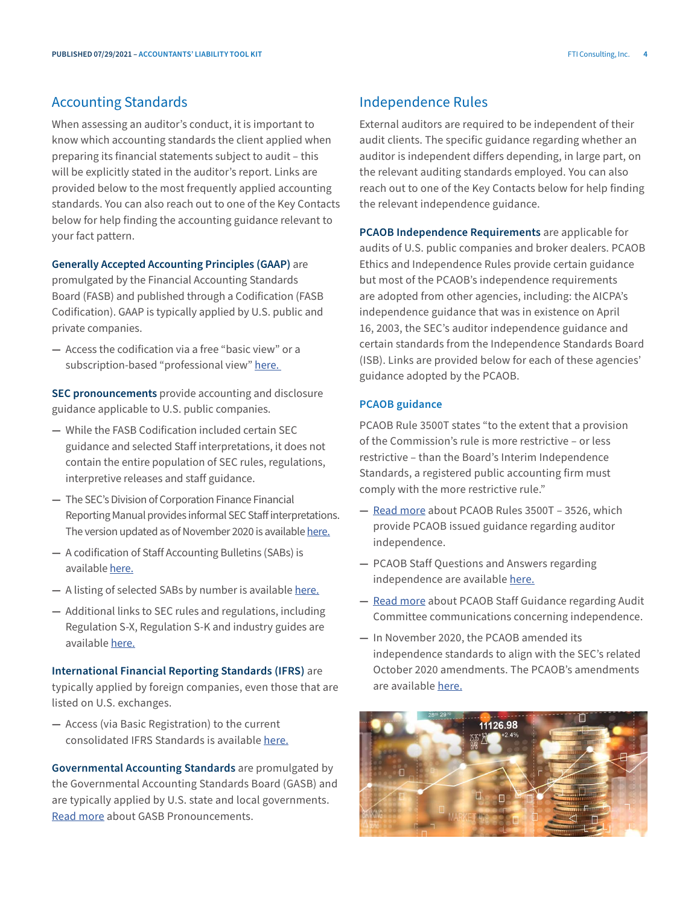## Accounting Standards

When assessing an auditor's conduct, it is important to know which accounting standards the client applied when preparing its financial statements subject to audit – this will be explicitly stated in the auditor's report. Links are provided below to the most frequently applied accounting standards. You can also reach out to one of the Key Contacts below for help finding the accounting guidance relevant to your fact pattern.

**Generally Accepted Accounting Principles (GAAP)** are promulgated by the Financial Accounting Standards Board (FASB) and published through a Codification (FASB Codification). GAAP is typically applied by U.S. public and private companies.

- Access the codification via a free "basic view" or a subscription-based "professional view" here.

**SEC pronouncements** provide accounting and disclosure guidance applicable to U.S. public companies.

- While the FASB Codification included certain SEC guidance and selected Staff interpretations, it does not contain the entire population of SEC rules, regulations, interpretive releases and staff guidance.
- The SEC's Division of Corporation Finance Financial Reporting Manual provides informal SEC Staff interpretations. The version updated as of November 2020 is available here.
- A codification of Staff Accounting Bulletins (SABs) is available here.
- A listing of selected SABs by number is available here.
- Additional links to SEC rules and regulations, including Regulation S-X, Regulation S-K and industry guides are available here.

**International Financial Reporting Standards (IFRS)** are typically applied by foreign companies, even those that are listed on U.S. exchanges.

- Access (via Basic Registration) to the current consolidated IFRS Standards is available here.

**Governmental Accounting Standards** are promulgated by the Governmental Accounting Standards Board (GASB) and are typically applied by U.S. state and local governments. Read more about GASB Pronouncements.

## Independence Rules

External auditors are required to be independent of their audit clients. The specific guidance regarding whether an auditor is independent differs depending, in large part, on the relevant auditing standards employed. You can also reach out to one of the Key Contacts below for help finding the relevant independence guidance.

**PCAOB Independence Requirements** are applicable for audits of U.S. public companies and broker dealers. PCAOB Ethics and Independence Rules provide certain guidance but most of the PCAOB's independence requirements are adopted from other agencies, including: the AICPA's independence guidance that was in existence on April 16, 2003, the SEC's auditor independence guidance and certain standards from the Independence Standards Board (ISB). Links are provided below for each of these agencies' guidance adopted by the PCAOB.

### PCAOB guidance

PCAOB Rule 3500T states "to the extent that a provision of the Commission's rule is more restrictive – or less restrictive – than the Board's Interim Independence Standards, a registered public accounting firm must comply with the more restrictive rule."

- Read more about PCAOB Rules 3500T – 3526, which provide PCAOB issued guidance regarding auditor independence.
- PCAOB Staff Questions and Answers regarding independence are available here.
- Read more about PCAOB Staff Guidance regarding Audit Committee communications concerning independence.
- In November 2020, the PCAOB amended its independence standards to align with the SEC's related October 2020 amendments. The PCAOB's amendments are available here.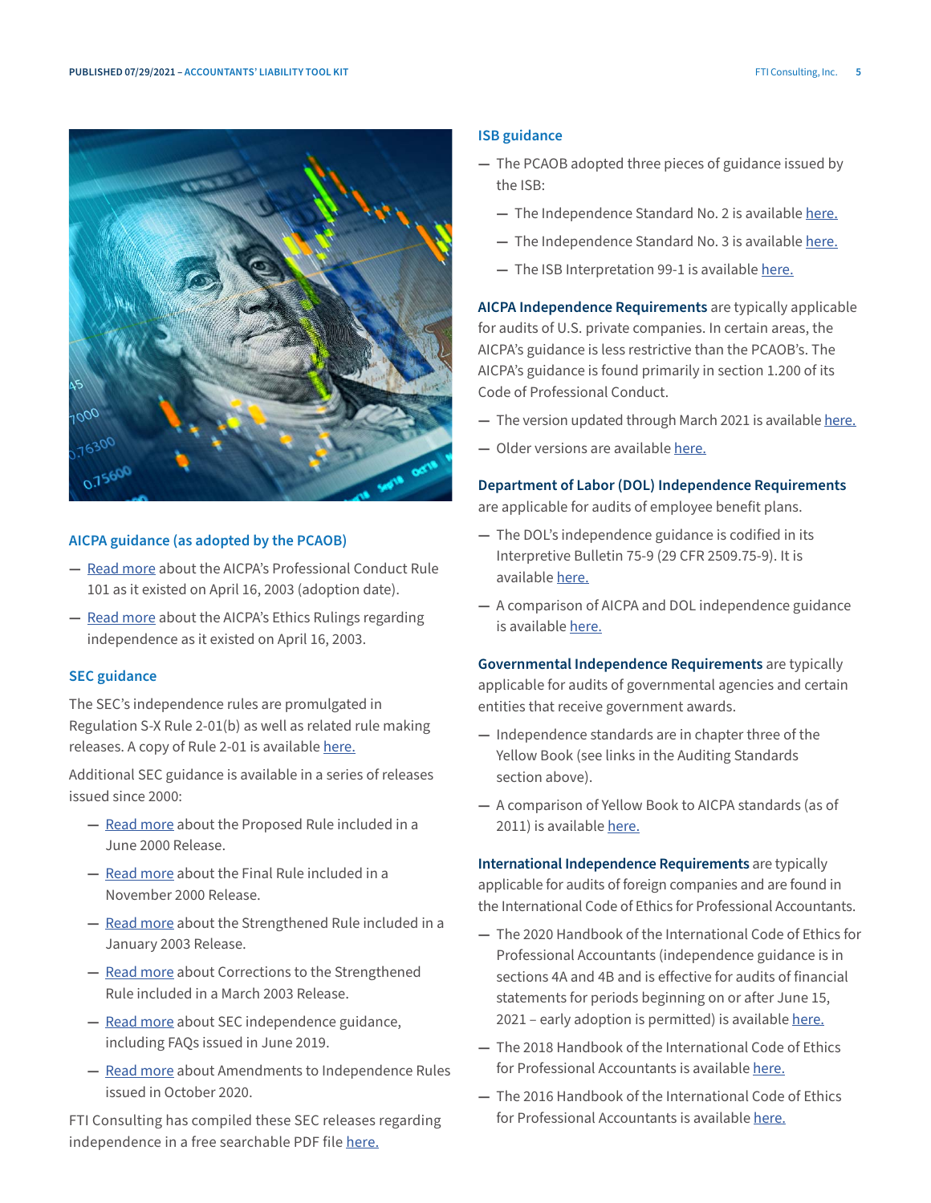### AICPA guidance (as adopted by the PCAOB)

- Read more about the AICPA's Professional Conduct Rule 101 as it existed on April 16, 2003 (adoption date).
- Read more about the AICPA's Ethics Rulings regarding independence as it existed on April 16, 2003.

### SEC guidance

The SEC's independence rules are promulgated in Regulation S-X Rule 2-01(b) as well as related rule making releases. A copy of Rule 2-01 is available here.

Additional SEC guidance is available in a series of releases issued since 2000:

- Read more about the Proposed Rule included in a June 2000 Release.
- Read more about the Final Rule included in a November 2000 Release.
- Read more about the Strengthened Rule included in a January 2003 Release.
- Read more about Corrections to the Strengthened Rule included in a March 2003 Release.
- Read more about SEC independence guidance, including FAQs issued in June 2019.
- Read more about Amendments to Independence Rules issued in October 2020.

FTI Consulting has compiled these SEC releases regarding independence in a free searchable PDF file here.

### ISB guidance

- The PCAOB adopted three pieces of guidance issued by the ISB:
  - The Independence Standard No. 2 is available here.
  - The Independence Standard No. 3 is available here.
  - The ISB Interpretation 99-1 is available here.

**AICPA Independence Requirements** are typically applicable for audits of U.S. private companies. In certain areas, the AICPA's guidance is less restrictive than the PCAOB's. The AICPA's guidance is found primarily in section 1.200 of its Code of Professional Conduct.

- The version updated through March 2021 is available here.
- Older versions are available here.

**Department of Labor (DOL) Independence Requirements** are applicable for audits of employee benefit plans.

- The DOL's independence guidance is codified in its Interpretive Bulletin 75-9 (29 CFR 2509.75-9). It is available here.
- A comparison of AICPA and DOL independence guidance is available here.

**Governmental Independence Requirements** are typically applicable for audits of governmental agencies and certain entities that receive government awards.

- Independence standards are in chapter three of the Yellow Book (see links in the Auditing Standards section above).
- A comparison of Yellow Book to AICPA standards (as of 2011) is available here.

**International Independence Requirements** are typically applicable for audits of foreign companies and are found in the International Code of Ethics for Professional Accountants.

- The 2020 Handbook of the International Code of Ethics for Professional Accountants (independence guidance is in sections 4A and 4B and is effective for audits of financial statements for periods beginning on or after June 15, 2021 – early adoption is permitted) is available here.
- The 2018 Handbook of the International Code of Ethics for Professional Accountants is available here.
- The 2016 Handbook of the International Code of Ethics for Professional Accountants is available here.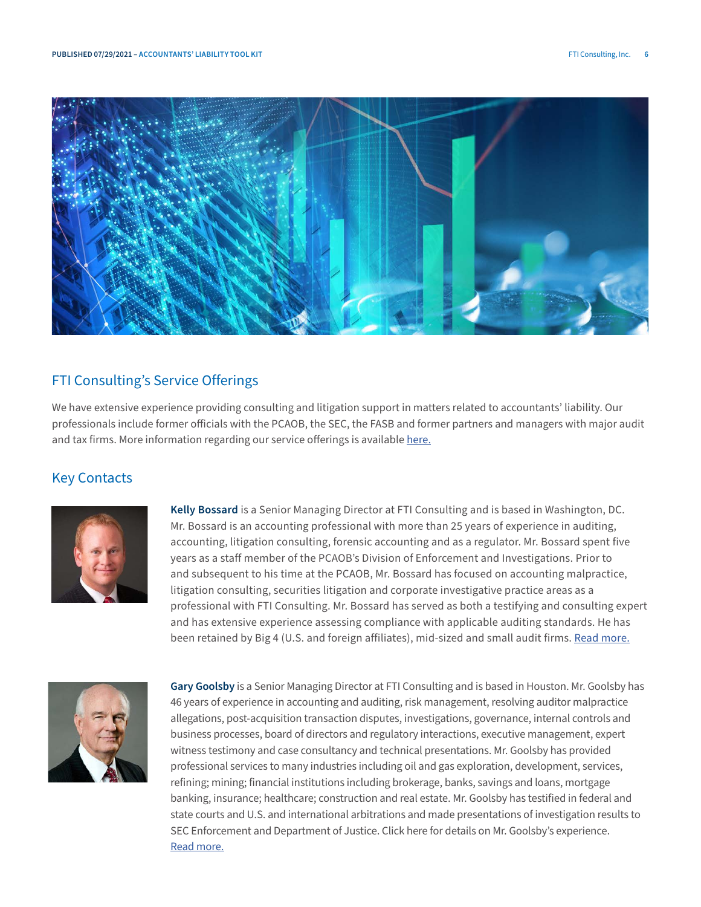## FTI Consulting's Service Offerings

We have extensive experience providing consulting and litigation support in matters related to accountants' liability. Our professionals include former officials with the PCAOB, the SEC, the FASB and former partners and managers with major audit and tax firms. More information regarding our service offerings is available here.

## Key Contacts

**Kelly Bossard** is a Senior Managing Director at FTI Consulting and is based in Washington, DC. Mr. Bossard is an accounting professional with more than 25 years of experience in auditing, accounting, litigation consulting, forensic accounting and as a regulator. Mr. Bossard spent five years as a staff member of the PCAOB's Division of Enforcement and Investigations. Prior to and subsequent to his time at the PCAOB, Mr. Bossard has focused on accounting malpractice, litigation consulting, securities litigation and corporate investigative practice areas as a professional with FTI Consulting. Mr. Bossard has served as both a testifying and consulting expert and has extensive experience assessing compliance with applicable auditing standards. He has been retained by Big 4 (U.S. and foreign affiliates), mid-sized and small audit firms. Read more.

**Gary Goolsby** is a Senior Managing Director at FTI Consulting and is based in Houston. Mr. Goolsby has 46 years of experience in accounting and auditing, risk management, resolving auditor malpractice allegations, post-acquisition transaction disputes, investigations, governance, internal controls and business processes, board of directors and regulatory interactions, executive management, expert witness testimony and case consultancy and technical presentations. Mr. Goolsby has provided professional services to many industries including oil and gas exploration, development, services, refining; mining; financial institutions including brokerage, banks, savings and loans, mortgage banking, insurance; healthcare; construction and real estate. Mr. Goolsby has testified in federal and state courts and U.S. and international arbitrations and made presentations of investigation results to SEC Enforcement and Department of Justice. Click here for details on Mr. Goolsby's experience. Read more.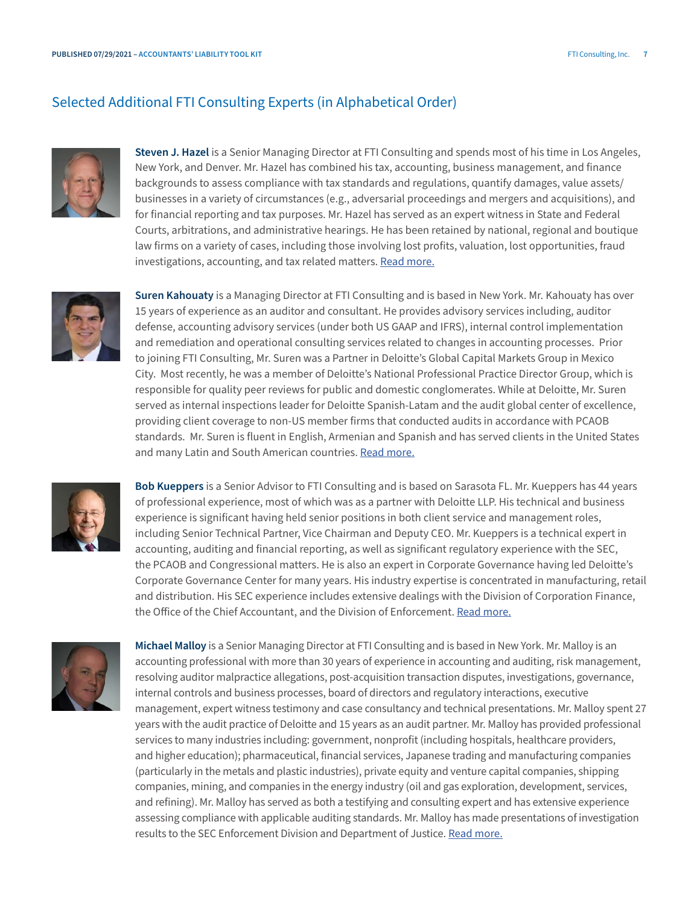## Selected Additional FTI Consulting Experts (in Alphabetical Order)

**Steven J. Hazel** is a Senior Managing Director at FTI Consulting and spends most of his time in Los Angeles, New York, and Denver. Mr. Hazel has combined his tax, accounting, business management, and finance backgrounds to assess compliance with tax standards and regulations, quantify damages, value assets/businesses in a variety of circumstances (e.g., adversarial proceedings and mergers and acquisitions), and for financial reporting and tax purposes. Mr. Hazel has served as an expert witness in State and Federal Courts, arbitrations, and administrative hearings. He has been retained by national, regional and boutique law firms on a variety of cases, including those involving lost profits, valuation, lost opportunities, fraud investigations, accounting, and tax related matters. Read more.

**Suren Kahouaty** is a Managing Director at FTI Consulting and is based in New York. Mr. Kahouaty has over 15 years of experience as an auditor and consultant. He provides advisory services including, auditor defense, accounting advisory services (under both US GAAP and IFRS), internal control implementation and remediation and operational consulting services related to changes in accounting processes. Prior to joining FTI Consulting, Mr. Suren was a Partner in Deloitte's Global Capital Markets Group in Mexico City. Most recently, he was a member of Deloitte's National Professional Practice Director Group, which is responsible for quality peer reviews for public and domestic conglomerates. While at Deloitte, Mr. Suren served as internal inspections leader for Deloitte Spanish-Latam and the audit global center of excellence, providing client coverage to non-US member firms that conducted audits in accordance with PCAOB standards. Mr. Suren is fluent in English, Armenian and Spanish and has served clients in the United States and many Latin and South American countries. Read more.

**Bob Kueppers** is a Senior Advisor to FTI Consulting and is based on Sarasota FL. Mr. Kueppers has 44 years of professional experience, most of which was as a partner with Deloitte LLP. His technical and business experience is significant having held senior positions in both client service and management roles, including Senior Technical Partner, Vice Chairman and Deputy CEO. Mr. Kueppers is a technical expert in accounting, auditing and financial reporting, as well as significant regulatory experience with the SEC, the PCAOB and Congressional matters. He is also an expert in Corporate Governance having led Deloitte's Corporate Governance Center for many years. His industry expertise is concentrated in manufacturing, retail and distribution. His SEC experience includes extensive dealings with the Division of Corporation Finance, the Office of the Chief Accountant, and the Division of Enforcement. Read more.

**Michael Malloy** is a Senior Managing Director at FTI Consulting and is based in New York. Mr. Malloy is an accounting professional with more than 30 years of experience in accounting and auditing, risk management, resolving auditor malpractice allegations, post-acquisition transaction disputes, investigations, governance, internal controls and business processes, board of directors and regulatory interactions, executive management, expert witness testimony and case consultancy and technical presentations. Mr. Malloy spent 27 years with the audit practice of Deloitte and 15 years as an audit partner. Mr. Malloy has provided professional services to many industries including: government, nonprofit (including hospitals, healthcare providers, and higher education); pharmaceutical, financial services, Japanese trading and manufacturing companies (particularly in the metals and plastic industries), private equity and venture capital companies, shipping companies, mining, and companies in the energy industry (oil and gas exploration, development, services, and refining). Mr. Malloy has served as both a testifying and consulting expert and has extensive experience assessing compliance with applicable auditing standards. Mr. Malloy has made presentations of investigation results to the SEC Enforcement Division and Department of Justice. Read more.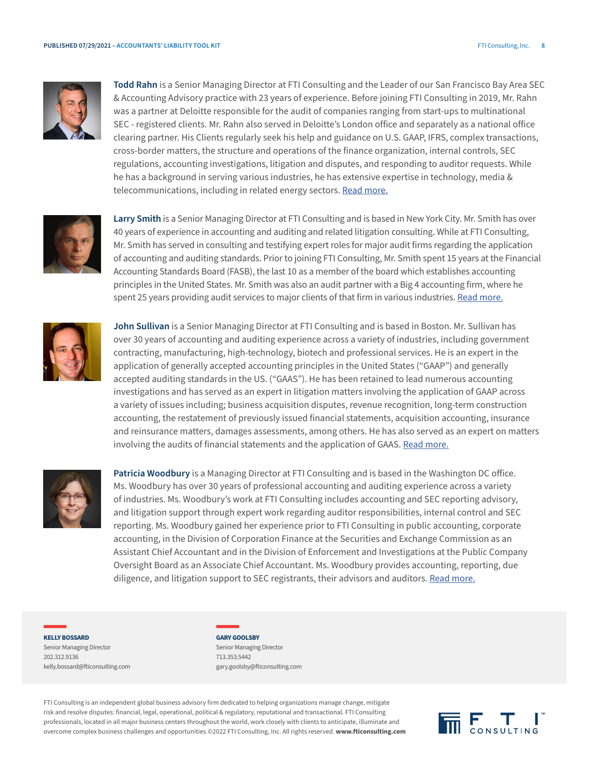**Todd Rahn** is a Senior Managing Director at FTI Consulting and the Leader of our San Francisco Bay Area SEC & Accounting Advisory practice with 23 years of experience. Before joining FTI Consulting in 2019, Mr. Rahn was a partner at Deloitte responsible for the audit of companies ranging from start-ups to multinational SEC - registered clients. Mr. Rahn also served in Deloitte's London office and separately as a national office clearing partner. His Clients regularly seek his help and guidance on U.S. GAAP, IFRS, complex transactions, cross-border matters, the structure and operations of the finance organization, internal controls, SEC regulations, accounting investigations, litigation and disputes, and responding to auditor requests. While he has a background in serving various industries, he has extensive expertise in technology, media & telecommunications, including in related energy sectors. Read more.

**Larry Smith** is a Senior Managing Director at FTI Consulting and is based in New York City. Mr. Smith has over 40 years of experience in accounting and auditing and related litigation consulting. While at FTI Consulting, Mr. Smith has served in consulting and testifying expert roles for major audit firms regarding the application of accounting and auditing standards. Prior to joining FTI Consulting, Mr. Smith spent 15 years at the Financial Accounting Standards Board (FASB), the last 10 as a member of the board which establishes accounting principles in the United States. Mr. Smith was also an audit partner with a Big 4 accounting firm, where he spent 25 years providing audit services to major clients of that firm in various industries. Read more.

**John Sullivan** is a Senior Managing Director at FTI Consulting and is based in Boston. Mr. Sullivan has over 30 years of accounting and auditing experience across a variety of industries, including government contracting, manufacturing, high-technology, biotech and professional services. He is an expert in the application of generally accepted accounting principles in the United States ("GAAP") and generally accepted auditing standards in the US. ("GAAS"). He has been retained to lead numerous accounting investigations and has served as an expert in litigation matters involving the application of GAAP across a variety of issues including; business acquisition disputes, revenue recognition, long-term construction accounting, the restatement of previously issued financial statements, acquisition accounting, insurance and reinsurance matters, damages assessments, among others. He has also served as an expert on matters involving the audits of financial statements and the application of GAAS. Read more.

**Patricia Woodbury** is a Managing Director at FTI Consulting and is based in the Washington DC office. Ms. Woodbury has over 30 years of professional accounting and auditing experience across a variety of industries. Ms. Woodbury's work at FTI Consulting includes accounting and SEC reporting advisory, and litigation support through expert work regarding auditor responsibilities, internal control and SEC reporting. Ms. Woodbury gained her experience prior to FTI Consulting in public accounting, corporate accounting, in the Division of Corporation Finance at the Securities and Exchange Commission as an Assistant Chief Accountant and in the Division of Enforcement and Investigations at the Public Company Oversight Board as an Associate Chief Accountant. Ms. Woodbury provides accounting, reporting, due diligence, and litigation support to SEC registrants, their advisors and auditors. Read more.

**KELLY BOSSARD**
Senior Managing Director
202.312.9136
kelly.bossard@fticonsulting.com

**GARY GOOLSBY**
Senior Managing Director
713.353.5442
gary.goolsby@fticonsulting.com

FTI Consulting is an independent global business advisory firm dedicated to helping organizations manage change, mitigate risk and resolve disputes: financial, legal, operational, political & regulatory, reputational and transactional. FTI Consulting professionals, located in all major business centers throughout the world, work closely with clients to anticipate, illuminate and overcome complex business challenges and opportunities.©2022 FTI Consulting, Inc. All rights reserved. **www.fticonsulting.com**

FTI CONSULTING